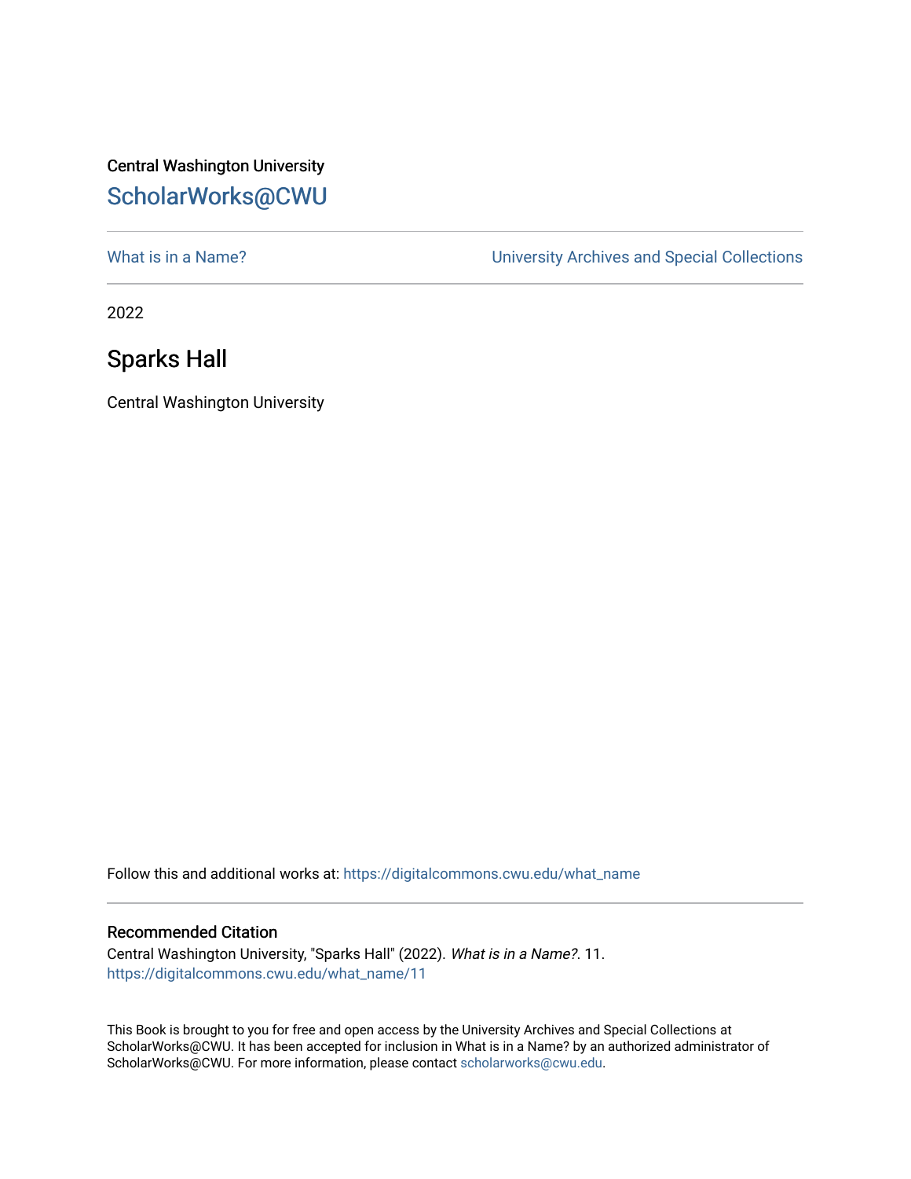Central Washington University

ScholarWorks@CWU

What is in a Name?

University Archives and Special Collections

2022

# Sparks Hall

Central Washington University

Follow this and additional works at: https://digitalcommons.cwu.edu/what_name

## Recommended Citation

Central Washington University, "Sparks Hall" (2022). *What is in a Name?*. 11.
https://digitalcommons.cwu.edu/what_name/11

This Book is brought to you for free and open access by the University Archives and Special Collections at ScholarWorks@CWU. It has been accepted for inclusion in What is in a Name? by an authorized administrator of ScholarWorks@CWU. For more information, please contact scholarworks@cwu.edu.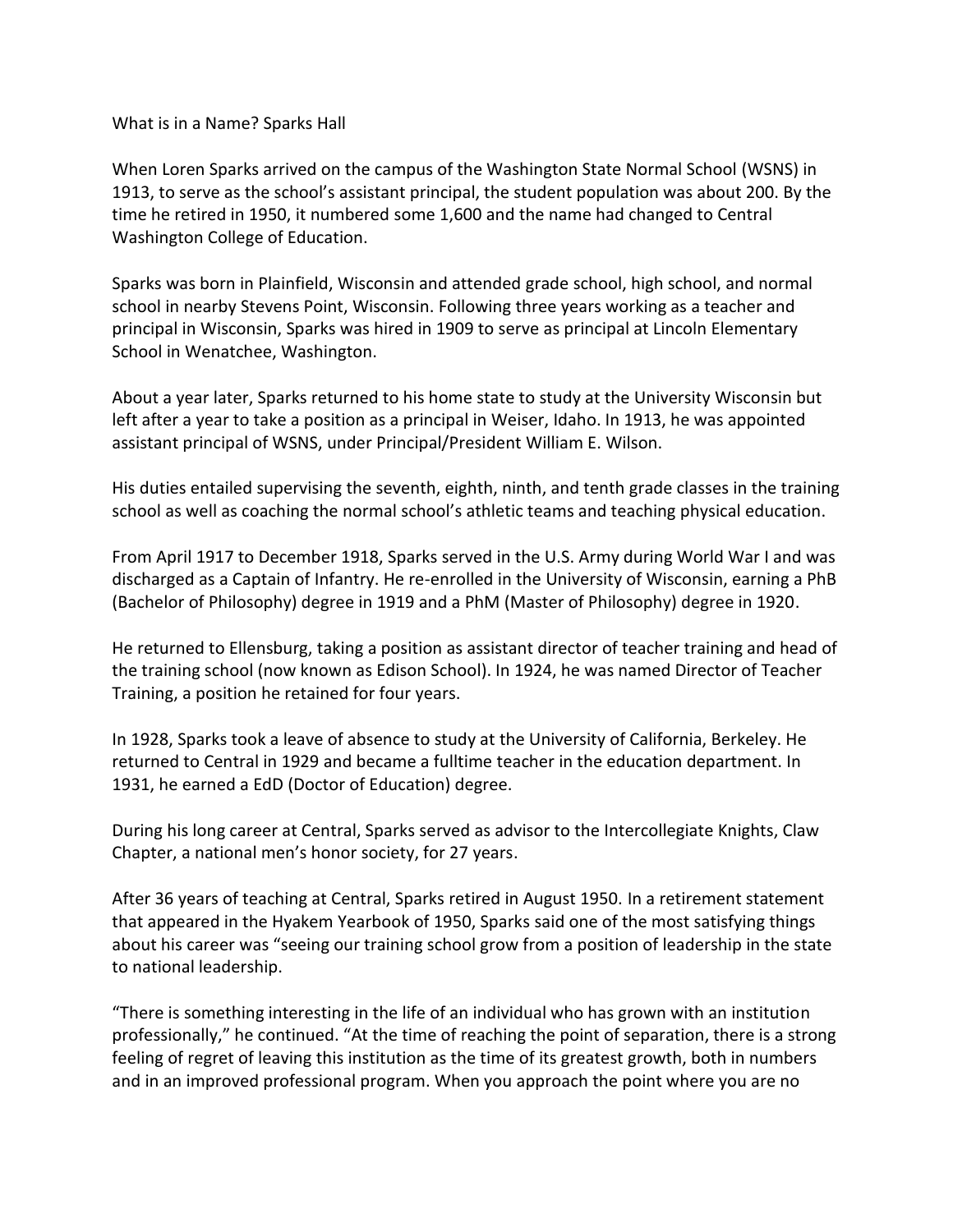What is in a Name? Sparks Hall

When Loren Sparks arrived on the campus of the Washington State Normal School (WSNS) in 1913, to serve as the school's assistant principal, the student population was about 200. By the time he retired in 1950, it numbered some 1,600 and the name had changed to Central Washington College of Education.

Sparks was born in Plainfield, Wisconsin and attended grade school, high school, and normal school in nearby Stevens Point, Wisconsin. Following three years working as a teacher and principal in Wisconsin, Sparks was hired in 1909 to serve as principal at Lincoln Elementary School in Wenatchee, Washington.

About a year later, Sparks returned to his home state to study at the University Wisconsin but left after a year to take a position as a principal in Weiser, Idaho. In 1913, he was appointed assistant principal of WSNS, under Principal/President William E. Wilson.

His duties entailed supervising the seventh, eighth, ninth, and tenth grade classes in the training school as well as coaching the normal school's athletic teams and teaching physical education.

From April 1917 to December 1918, Sparks served in the U.S. Army during World War I and was discharged as a Captain of Infantry. He re-enrolled in the University of Wisconsin, earning a PhB (Bachelor of Philosophy) degree in 1919 and a PhM (Master of Philosophy) degree in 1920.

He returned to Ellensburg, taking a position as assistant director of teacher training and head of the training school (now known as Edison School). In 1924, he was named Director of Teacher Training, a position he retained for four years.

In 1928, Sparks took a leave of absence to study at the University of California, Berkeley. He returned to Central in 1929 and became a fulltime teacher in the education department. In 1931, he earned a EdD (Doctor of Education) degree.

During his long career at Central, Sparks served as advisor to the Intercollegiate Knights, Claw Chapter, a national men's honor society, for 27 years.

After 36 years of teaching at Central, Sparks retired in August 1950. In a retirement statement that appeared in the Hyakem Yearbook of 1950, Sparks said one of the most satisfying things about his career was "seeing our training school grow from a position of leadership in the state to national leadership.

"There is something interesting in the life of an individual who has grown with an institution professionally," he continued. "At the time of reaching the point of separation, there is a strong feeling of regret of leaving this institution as the time of its greatest growth, both in numbers and in an improved professional program. When you approach the point where you are no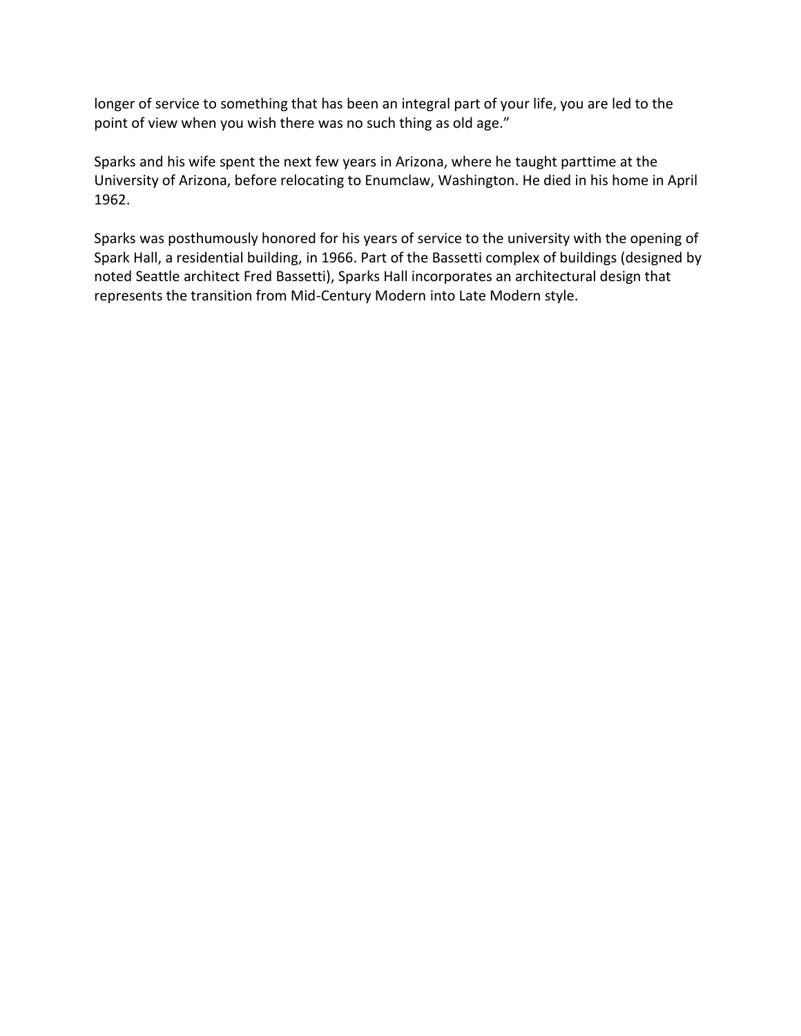longer of service to something that has been an integral part of your life, you are led to the point of view when you wish there was no such thing as old age."

Sparks and his wife spent the next few years in Arizona, where he taught parttime at the University of Arizona, before relocating to Enumclaw, Washington. He died in his home in April 1962.

Sparks was posthumously honored for his years of service to the university with the opening of Spark Hall, a residential building, in 1966. Part of the Bassetti complex of buildings (designed by noted Seattle architect Fred Bassetti), Sparks Hall incorporates an architectural design that represents the transition from Mid-Century Modern into Late Modern style.